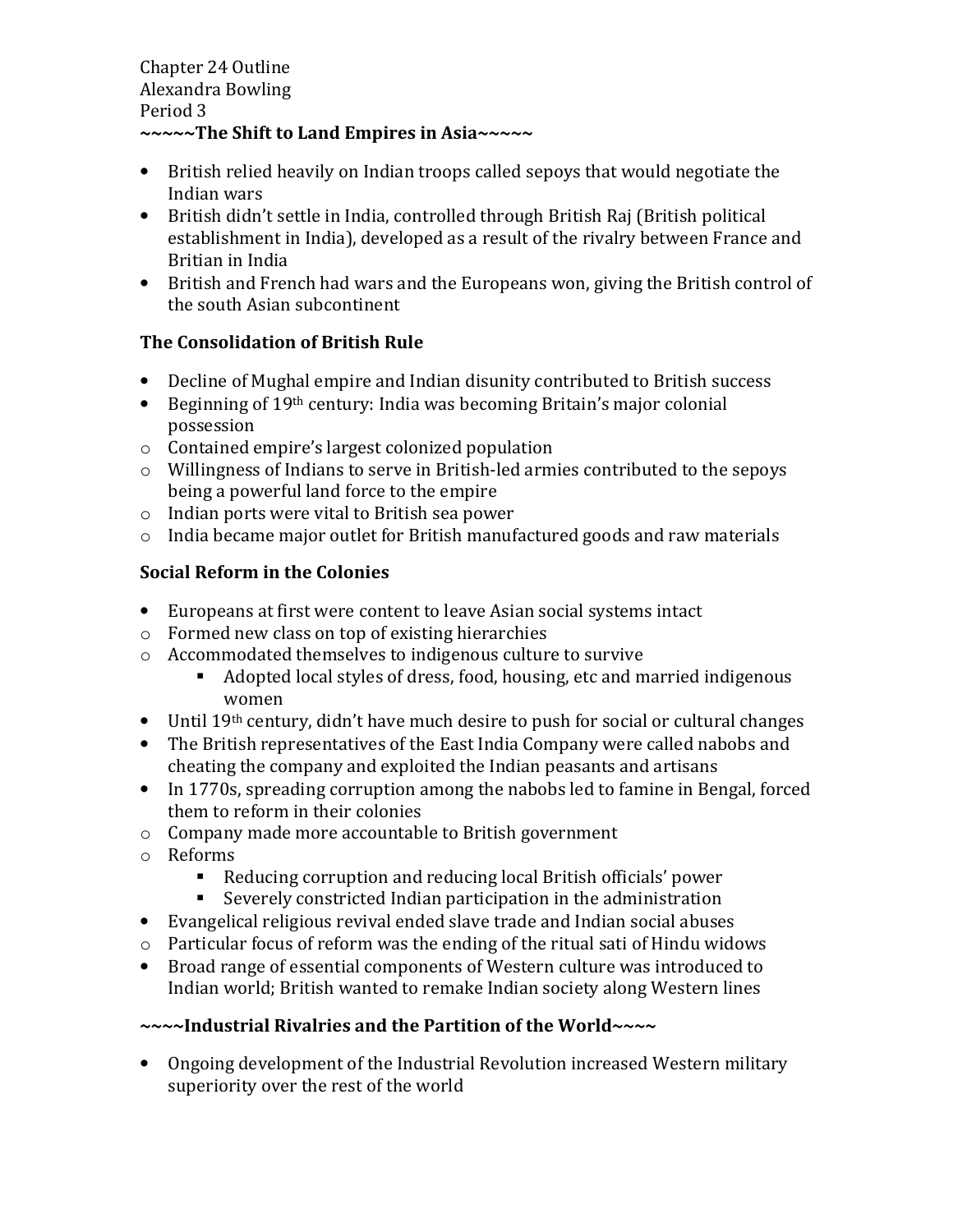Chapter 24 Outline
Alexandra Bowling
Period 3

**~~~~~The Shift to Land Empires in Asia~~~~~**

- British relied heavily on Indian troops called sepoys that would negotiate the Indian wars
- British didn't settle in India, controlled through British Raj (British political establishment in India), developed as a result of the rivalry between France and Britian in India
- British and French had wars and the Europeans won, giving the British control of the south Asian subcontinent

**The Consolidation of British Rule**

- Decline of Mughal empire and Indian disunity contributed to British success
- Beginning of 19th century: India was becoming Britain's major colonial possession
  - Contained empire's largest colonized population
  - Willingness of Indians to serve in British-led armies contributed to the sepoys being a powerful land force to the empire
  - Indian ports were vital to British sea power
  - India became major outlet for British manufactured goods and raw materials

**Social Reform in the Colonies**

- Europeans at first were content to leave Asian social systems intact
  - Formed new class on top of existing hierarchies
  - Accommodated themselves to indigenous culture to survive
    - Adopted local styles of dress, food, housing, etc and married indigenous women
- Until 19th century, didn't have much desire to push for social or cultural changes
- The British representatives of the East India Company were called nabobs and cheating the company and exploited the Indian peasants and artisans
- In 1770s, spreading corruption among the nabobs led to famine in Bengal, forced them to reform in their colonies
  - Company made more accountable to British government
  - Reforms
    - Reducing corruption and reducing local British officials' power
    - Severely constricted Indian participation in the administration
- Evangelical religious revival ended slave trade and Indian social abuses
  - Particular focus of reform was the ending of the ritual sati of Hindu widows
- Broad range of essential components of Western culture was introduced to Indian world; British wanted to remake Indian society along Western lines

**~~~~Industrial Rivalries and the Partition of the World~~~~**

- Ongoing development of the Industrial Revolution increased Western military superiority over the rest of the world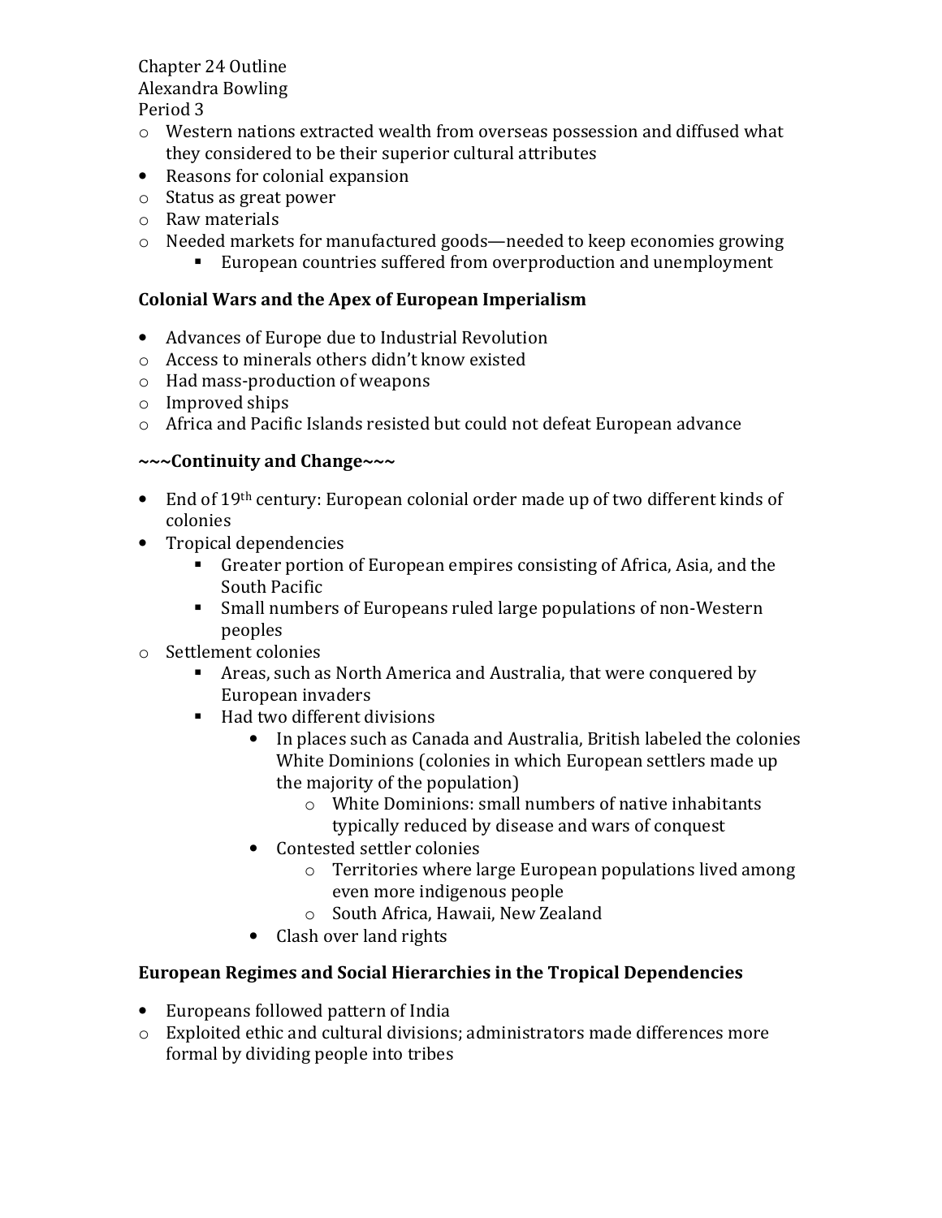Chapter 24 Outline
Alexandra Bowling
Period 3

- Western nations extracted wealth from overseas possession and diffused what they considered to be their superior cultural attributes
- Reasons for colonial expansion
- Status as great power
- Raw materials
- Needed markets for manufactured goods—needed to keep economies growing
    - European countries suffered from overproduction and unemployment

**Colonial Wars and the Apex of European Imperialism**

- Advances of Europe due to Industrial Revolution
- Access to minerals others didn't know existed
- Had mass-production of weapons
- Improved ships
- Africa and Pacific Islands resisted but could not defeat European advance

**~~~Continuity and Change~~~**

- End of 19th century: European colonial order made up of two different kinds of colonies
- Tropical dependencies
    - Greater portion of European empires consisting of Africa, Asia, and the South Pacific
    - Small numbers of Europeans ruled large populations of non-Western peoples
- Settlement colonies
    - Areas, such as North America and Australia, that were conquered by European invaders
    - Had two different divisions
        - In places such as Canada and Australia, British labeled the colonies White Dominions (colonies in which European settlers made up the majority of the population)
            - White Dominions: small numbers of native inhabitants typically reduced by disease and wars of conquest
        - Contested settler colonies
            - Territories where large European populations lived among even more indigenous people
            - South Africa, Hawaii, New Zealand
        - Clash over land rights

**European Regimes and Social Hierarchies in the Tropical Dependencies**

- Europeans followed pattern of India
- Exploited ethic and cultural divisions; administrators made differences more formal by dividing people into tribes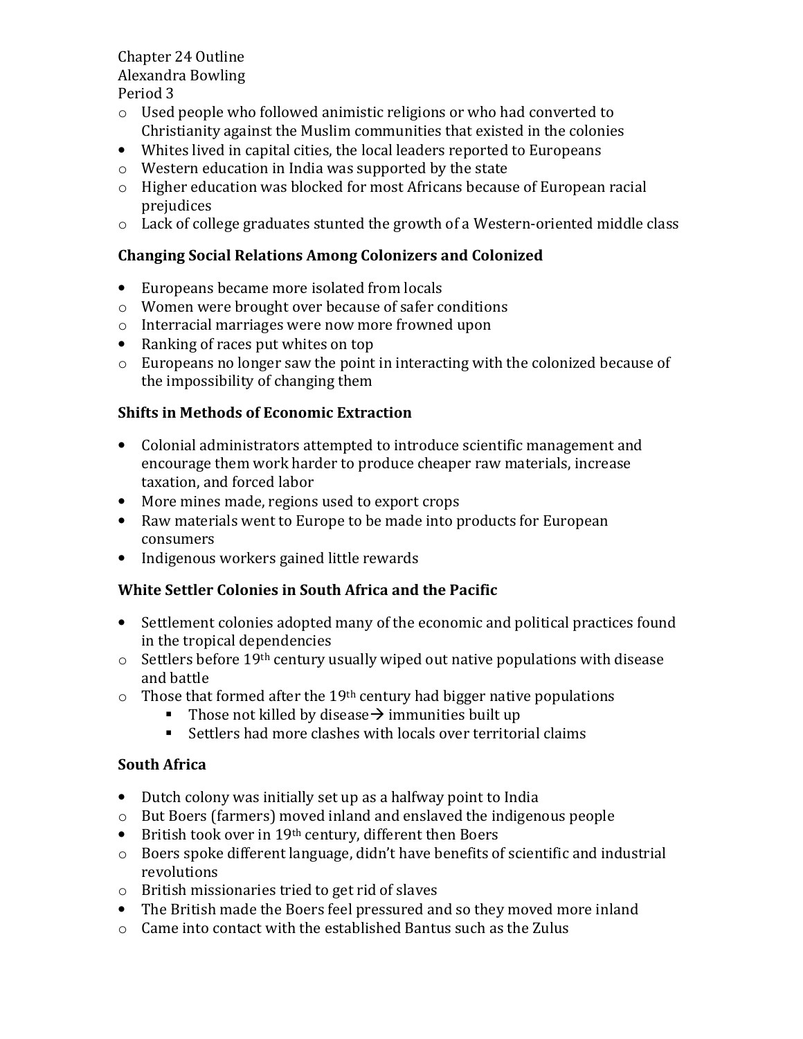Chapter 24 Outline
Alexandra Bowling
Period 3

- Used people who followed animistic religions or who had converted to Christianity against the Muslim communities that existed in the colonies
- Whites lived in capital cities, the local leaders reported to Europeans
  - Western education in India was supported by the state
  - Higher education was blocked for most Africans because of European racial prejudices
  - Lack of college graduates stunted the growth of a Western-oriented middle class

### Changing Social Relations Among Colonizers and Colonized

- Europeans became more isolated from locals
  - Women were brought over because of safer conditions
  - Interracial marriages were now more frowned upon
- Ranking of races put whites on top
  - Europeans no longer saw the point in interacting with the colonized because of the impossibility of changing them

### Shifts in Methods of Economic Extraction

- Colonial administrators attempted to introduce scientific management and encourage them work harder to produce cheaper raw materials, increase taxation, and forced labor
- More mines made, regions used to export crops
- Raw materials went to Europe to be made into products for European consumers
- Indigenous workers gained little rewards

### White Settler Colonies in South Africa and the Pacific

- Settlement colonies adopted many of the economic and political practices found in the tropical dependencies
  - Settlers before 19th century usually wiped out native populations with disease and battle
  - Those that formed after the 19th century had bigger native populations
    - Those not killed by disease→ immunities built up
    - Settlers had more clashes with locals over territorial claims

### South Africa

- Dutch colony was initially set up as a halfway point to India
  - But Boers (farmers) moved inland and enslaved the indigenous people
- British took over in 19th century, different then Boers
  - Boers spoke different language, didn't have benefits of scientific and industrial revolutions
  - British missionaries tried to get rid of slaves
- The British made the Boers feel pressured and so they moved more inland
  - Came into contact with the established Bantus such as the Zulus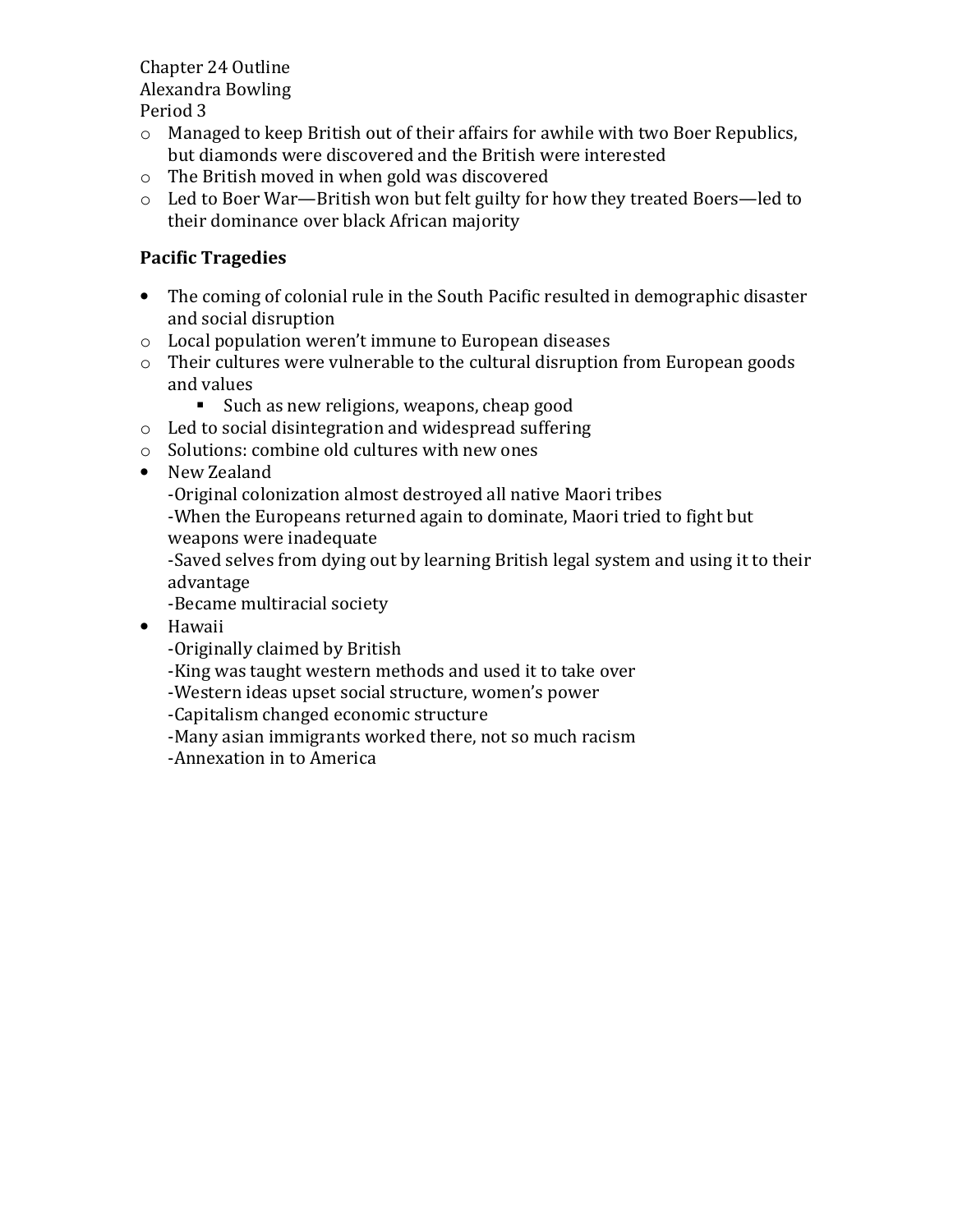Chapter 24 Outline
Alexandra Bowling
Period 3

- Managed to keep British out of their affairs for awhile with two Boer Republics, but diamonds were discovered and the British were interested
- The British moved in when gold was discovered
- Led to Boer War—British won but felt guilty for how they treated Boers—led to their dominance over black African majority

**Pacific Tragedies**

- The coming of colonial rule in the South Pacific resulted in demographic disaster and social disruption
  - Local population weren't immune to European diseases
  - Their cultures were vulnerable to the cultural disruption from European goods and values
    - Such as new religions, weapons, cheap good
  - Led to social disintegration and widespread suffering
  - Solutions: combine old cultures with new ones
- New Zealand
  -Original colonization almost destroyed all native Maori tribes
  -When the Europeans returned again to dominate, Maori tried to fight but weapons were inadequate
  -Saved selves from dying out by learning British legal system and using it to their advantage
  -Became multiracial society
- Hawaii
  -Originally claimed by British
  -King was taught western methods and used it to take over
  -Western ideas upset social structure, women's power
  -Capitalism changed economic structure
  -Many asian immigrants worked there, not so much racism
  -Annexation in to America